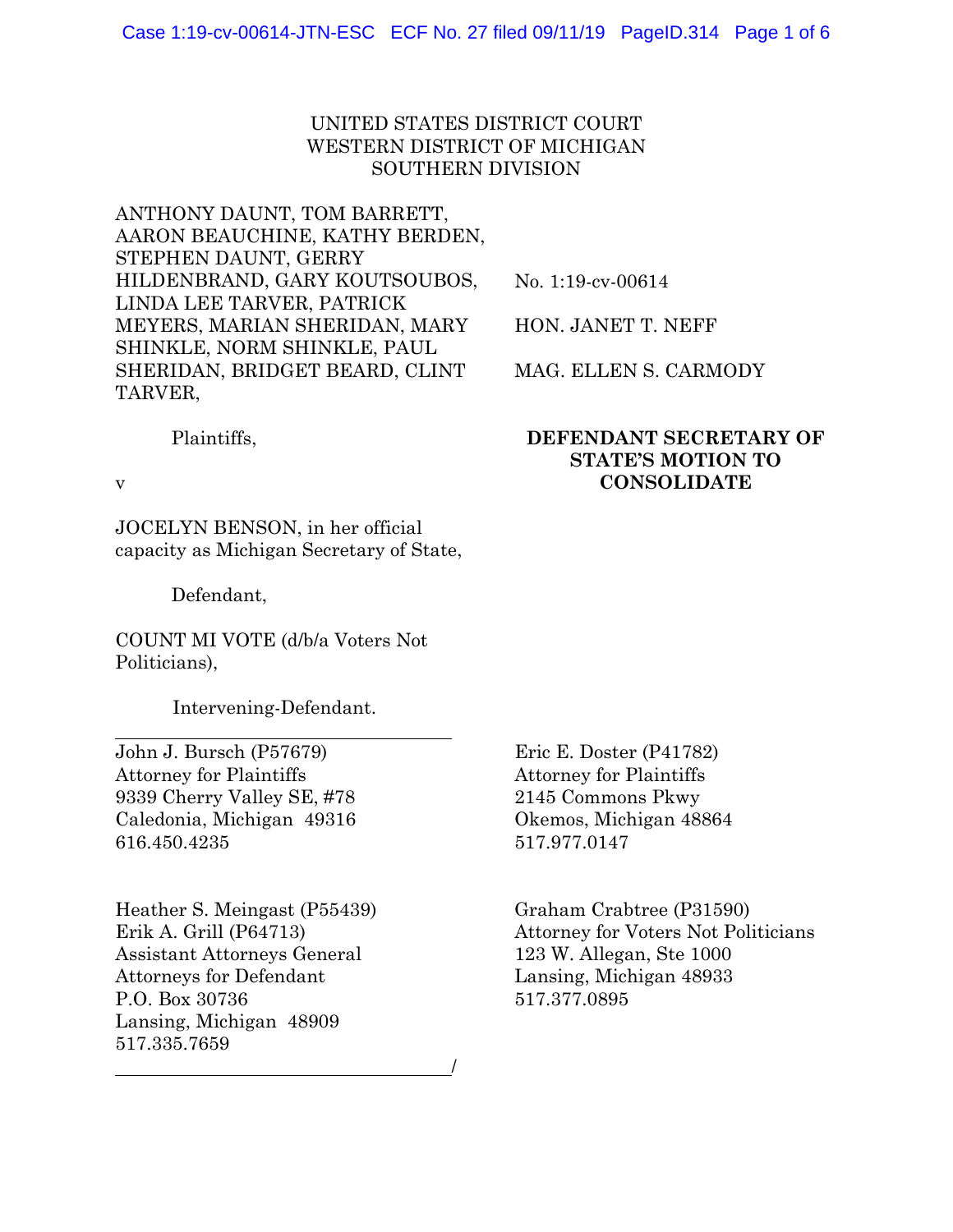UNITED STATES DISTRICT COURT
WESTERN DISTRICT OF MICHIGAN
SOUTHERN DIVISION

ANTHONY DAUNT, TOM BARRETT, AARON BEAUCHINE, KATHY BERDEN, STEPHEN DAUNT, GERRY HILDENBRAND, GARY KOUTSOUBOS, LINDA LEE TARVER, PATRICK MEYERS, MARIAN SHERIDAN, MARY SHINKLE, NORM SHINKLE, PAUL SHERIDAN, BRIDGET BEARD, CLINT TARVER,

Plaintiffs,

v

JOCELYN BENSON, in her official capacity as Michigan Secretary of State,

Defendant,

COUNT MI VOTE (d/b/a Voters Not Politicians),

Intervening-Defendant.

No. 1:19-cv-00614

HON. JANET T. NEFF

MAG. ELLEN S. CARMODY

**DEFENDANT SECRETARY OF STATE'S MOTION TO CONSOLIDATE**

---

John J. Bursch (P57679)
Attorney for Plaintiffs
9339 Cherry Valley SE, #78
Caledonia, Michigan 49316
616.450.4235

Eric E. Doster (P41782)
Attorney for Plaintiffs
2145 Commons Pkwy
Okemos, Michigan 48864
517.977.0147

Heather S. Meingast (P55439)
Erik A. Grill (P64713)
Assistant Attorneys General
Attorneys for Defendant
P.O. Box 30736
Lansing, Michigan 48909
517.335.7659

Graham Crabtree (P31590)
Attorney for Voters Not Politicians
123 W. Allegan, Ste 1000
Lansing, Michigan 48933
517.377.0895

---
/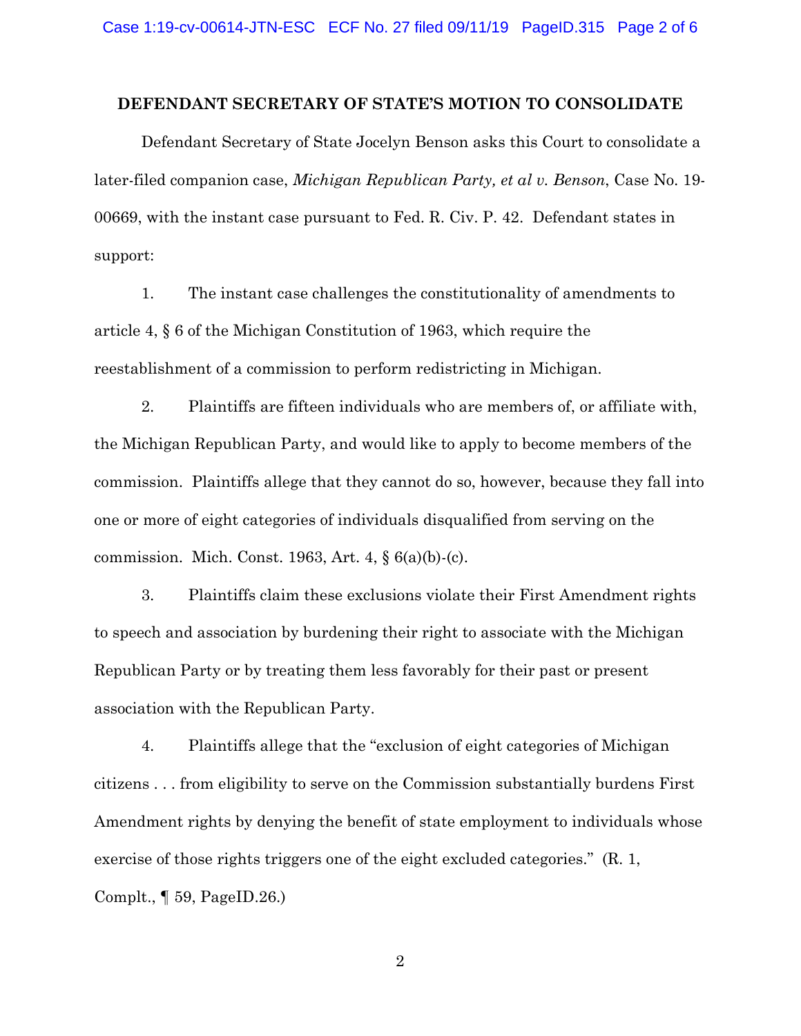**DEFENDANT SECRETARY OF STATE'S MOTION TO CONSOLIDATE**

Defendant Secretary of State Jocelyn Benson asks this Court to consolidate a later-filed companion case, *Michigan Republican Party, et al v. Benson*, Case No. 19-00669, with the instant case pursuant to Fed. R. Civ. P. 42. Defendant states in support:

1. The instant case challenges the constitutionality of amendments to article 4, § 6 of the Michigan Constitution of 1963, which require the reestablishment of a commission to perform redistricting in Michigan.

2. Plaintiffs are fifteen individuals who are members of, or affiliate with, the Michigan Republican Party, and would like to apply to become members of the commission. Plaintiffs allege that they cannot do so, however, because they fall into one or more of eight categories of individuals disqualified from serving on the commission. Mich. Const. 1963, Art. 4, § 6(a)(b)-(c).

3. Plaintiffs claim these exclusions violate their First Amendment rights to speech and association by burdening their right to associate with the Michigan Republican Party or by treating them less favorably for their past or present association with the Republican Party.

4. Plaintiffs allege that the "exclusion of eight categories of Michigan citizens . . . from eligibility to serve on the Commission substantially burdens First Amendment rights by denying the benefit of state employment to individuals whose exercise of those rights triggers one of the eight excluded categories." (R. 1, Complt., ¶ 59, PageID.26.)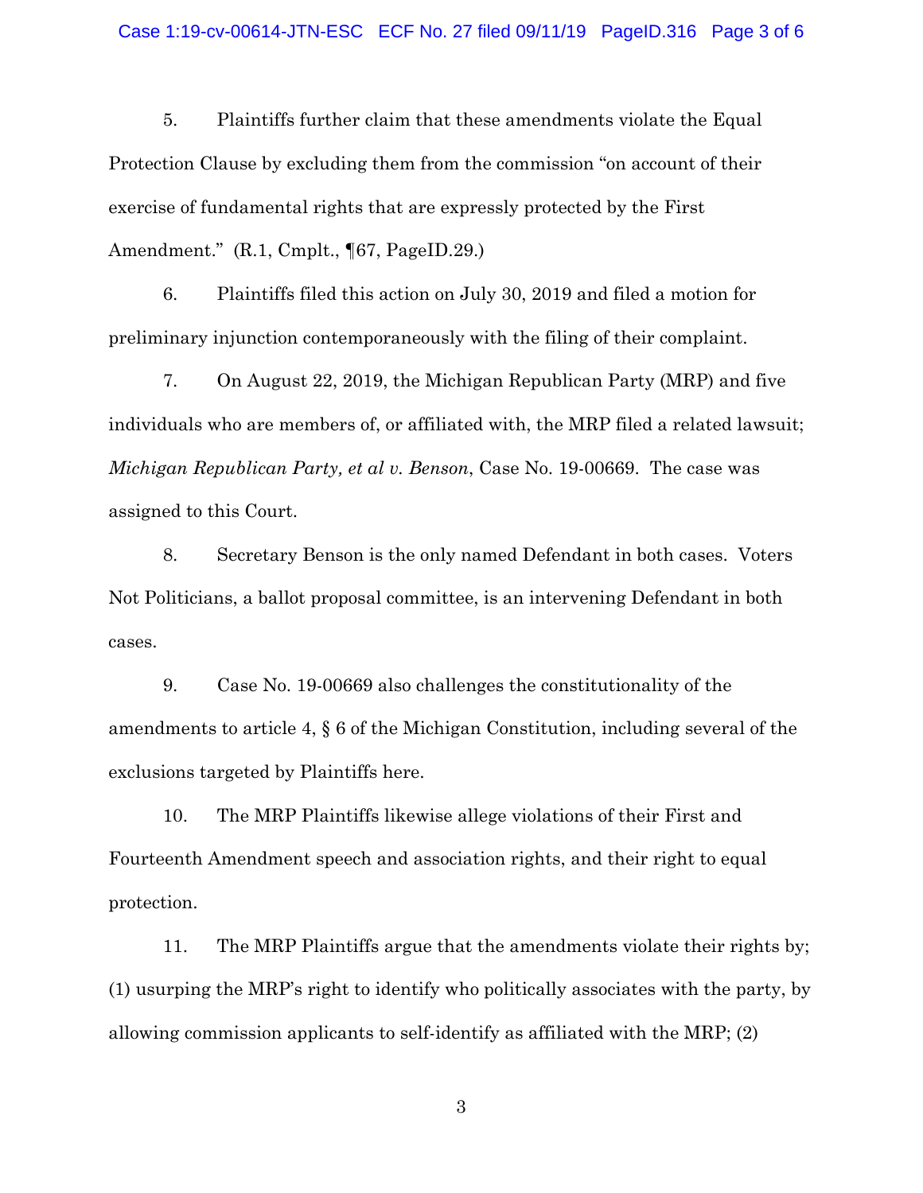5. Plaintiffs further claim that these amendments violate the Equal Protection Clause by excluding them from the commission "on account of their exercise of fundamental rights that are expressly protected by the First Amendment." (R.1, Cmplt., ¶67, PageID.29.)

6. Plaintiffs filed this action on July 30, 2019 and filed a motion for preliminary injunction contemporaneously with the filing of their complaint.

7. On August 22, 2019, the Michigan Republican Party (MRP) and five individuals who are members of, or affiliated with, the MRP filed a related lawsuit; *Michigan Republican Party, et al v. Benson*, Case No. 19-00669. The case was assigned to this Court.

8. Secretary Benson is the only named Defendant in both cases. Voters Not Politicians, a ballot proposal committee, is an intervening Defendant in both cases.

9. Case No. 19-00669 also challenges the constitutionality of the amendments to article 4, § 6 of the Michigan Constitution, including several of the exclusions targeted by Plaintiffs here.

10. The MRP Plaintiffs likewise allege violations of their First and Fourteenth Amendment speech and association rights, and their right to equal protection.

11. The MRP Plaintiffs argue that the amendments violate their rights by; (1) usurping the MRP's right to identify who politically associates with the party, by allowing commission applicants to self-identify as affiliated with the MRP; (2)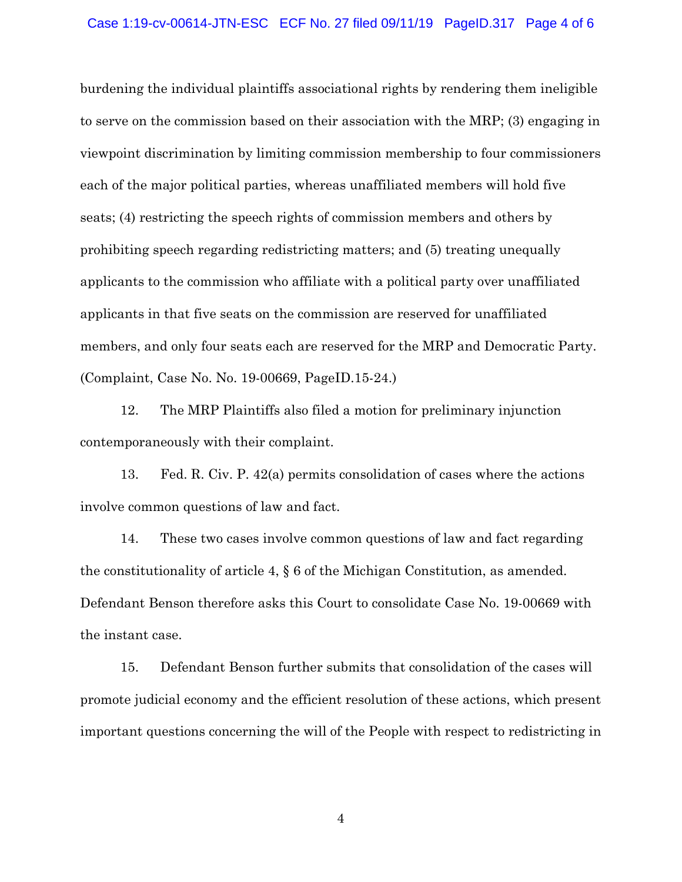burdening the individual plaintiffs associational rights by rendering them ineligible to serve on the commission based on their association with the MRP; (3) engaging in viewpoint discrimination by limiting commission membership to four commissioners each of the major political parties, whereas unaffiliated members will hold five seats; (4) restricting the speech rights of commission members and others by prohibiting speech regarding redistricting matters; and (5) treating unequally applicants to the commission who affiliate with a political party over unaffiliated applicants in that five seats on the commission are reserved for unaffiliated members, and only four seats each are reserved for the MRP and Democratic Party. (Complaint, Case No. No. 19-00669, PageID.15-24.)

12. The MRP Plaintiffs also filed a motion for preliminary injunction contemporaneously with their complaint.

13. Fed. R. Civ. P. 42(a) permits consolidation of cases where the actions involve common questions of law and fact.

14. These two cases involve common questions of law and fact regarding the constitutionality of article 4, § 6 of the Michigan Constitution, as amended. Defendant Benson therefore asks this Court to consolidate Case No. 19-00669 with the instant case.

15. Defendant Benson further submits that consolidation of the cases will promote judicial economy and the efficient resolution of these actions, which present important questions concerning the will of the People with respect to redistricting in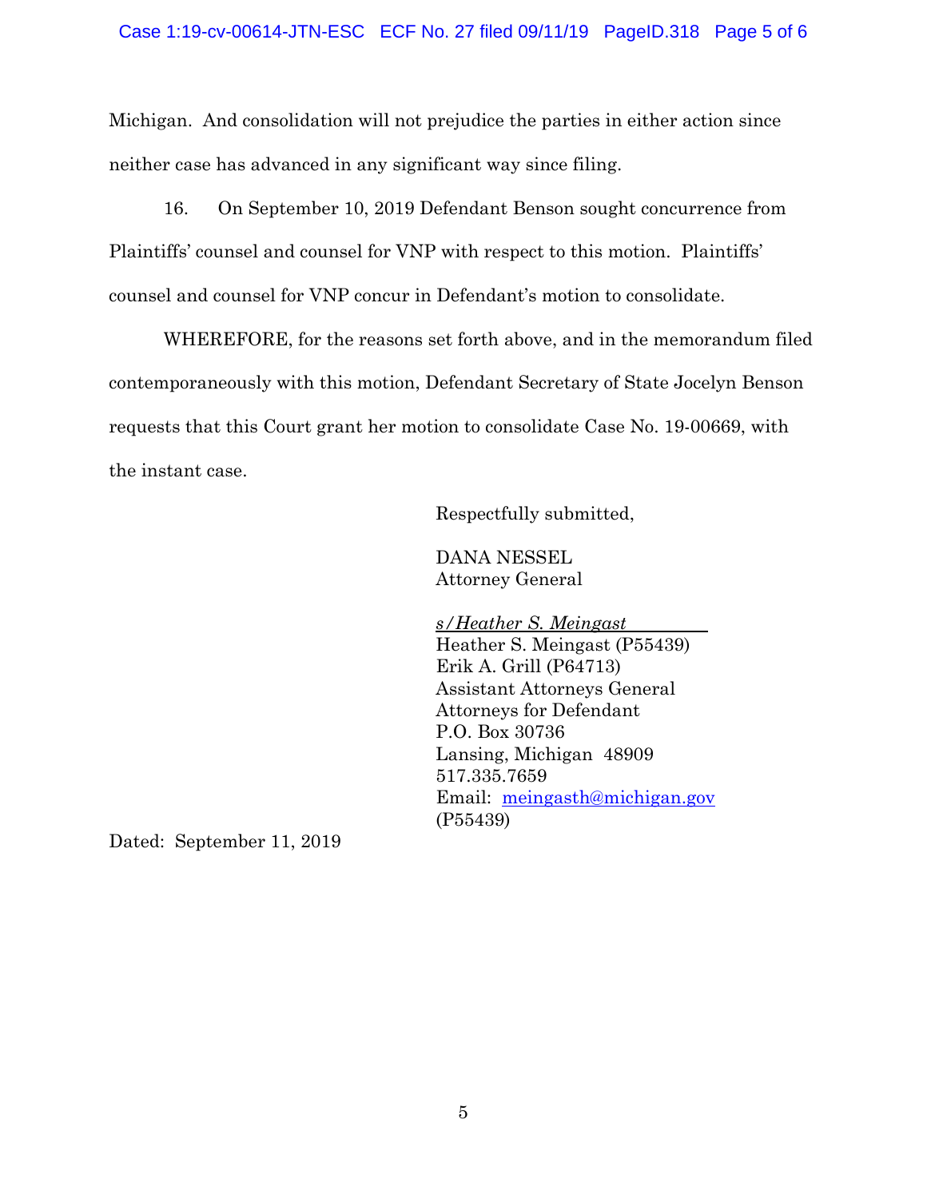Michigan. And consolidation will not prejudice the parties in either action since neither case has advanced in any significant way since filing.

16. On September 10, 2019 Defendant Benson sought concurrence from Plaintiffs' counsel and counsel for VNP with respect to this motion. Plaintiffs' counsel and counsel for VNP concur in Defendant's motion to consolidate.

WHEREFORE, for the reasons set forth above, and in the memorandum filed contemporaneously with this motion, Defendant Secretary of State Jocelyn Benson requests that this Court grant her motion to consolidate Case No. 19-00669, with the instant case.

Respectfully submitted,

DANA NESSEL
Attorney General

*s/Heather S. Meingast*
Heather S. Meingast (P55439)
Erik A. Grill (P64713)
Assistant Attorneys General
Attorneys for Defendant
P.O. Box 30736
Lansing, Michigan 48909
517.335.7659
Email: meingasth@michigan.gov
(P55439)

Dated: September 11, 2019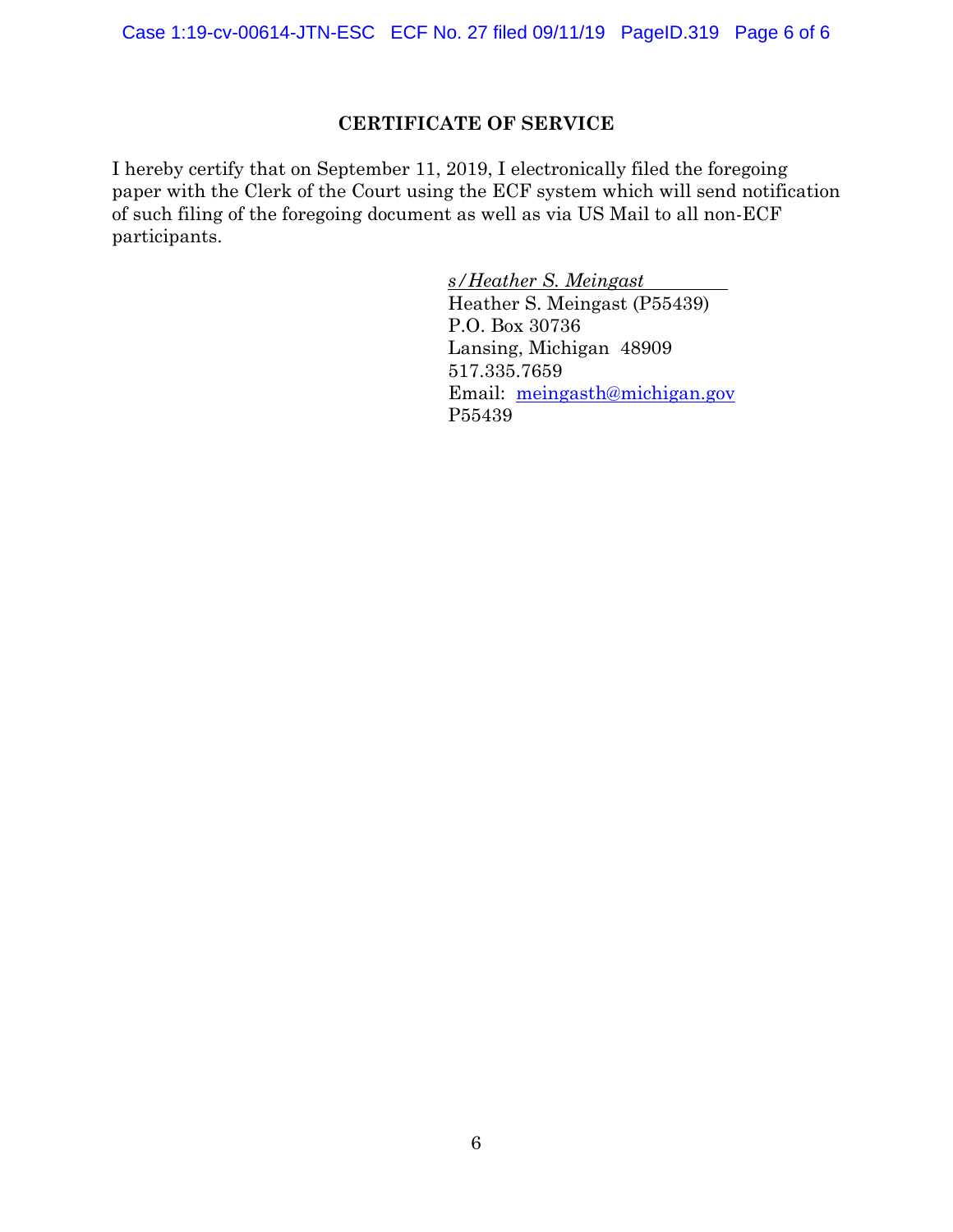## CERTIFICATE OF SERVICE

I hereby certify that on September 11, 2019, I electronically filed the foregoing paper with the Clerk of the Court using the ECF system which will send notification of such filing of the foregoing document as well as via US Mail to all non-ECF participants.

*s/Heather S. Meingast*
Heather S. Meingast (P55439)
P.O. Box 30736
Lansing, Michigan 48909
517.335.7659
Email: meingasth@michigan.gov
P55439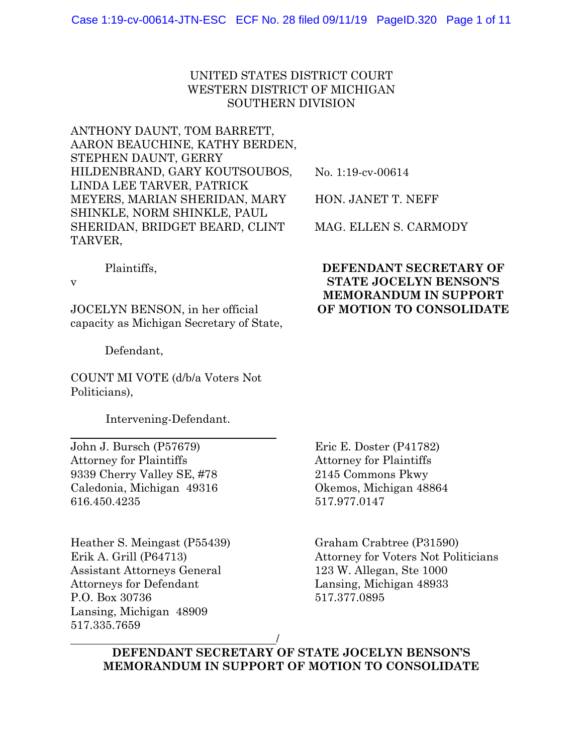UNITED STATES DISTRICT COURT
WESTERN DISTRICT OF MICHIGAN
SOUTHERN DIVISION

ANTHONY DAUNT, TOM BARRETT, AARON BEAUCHINE, KATHY BERDEN, STEPHEN DAUNT, GERRY HILDENBRAND, GARY KOUTSOUBOS, LINDA LEE TARVER, PATRICK MEYERS, MARIAN SHERIDAN, MARY SHINKLE, NORM SHINKLE, PAUL SHERIDAN, BRIDGET BEARD, CLINT TARVER,

Plaintiffs,

v

JOCELYN BENSON, in her official capacity as Michigan Secretary of State,

Defendant,

COUNT MI VOTE (d/b/a Voters Not Politicians),

Intervening-Defendant.

No. 1:19-cv-00614

HON. JANET T. NEFF

MAG. ELLEN S. CARMODY

**DEFENDANT SECRETARY OF STATE JOCELYN BENSON'S MEMORANDUM IN SUPPORT OF MOTION TO CONSOLIDATE**

John J. Bursch (P57679)
Attorney for Plaintiffs
9339 Cherry Valley SE, #78
Caledonia, Michigan 49316
616.450.4235

Eric E. Doster (P41782)
Attorney for Plaintiffs
2145 Commons Pkwy
Okemos, Michigan 48864
517.977.0147

Heather S. Meingast (P55439)
Erik A. Grill (P64713)
Assistant Attorneys General
Attorneys for Defendant
P.O. Box 30736
Lansing, Michigan 48909
517.335.7659

Graham Crabtree (P31590)
Attorney for Voters Not Politicians
123 W. Allegan, Ste 1000
Lansing, Michigan 48933
517.377.0895

/

**DEFENDANT SECRETARY OF STATE JOCELYN BENSON'S MEMORANDUM IN SUPPORT OF MOTION TO CONSOLIDATE**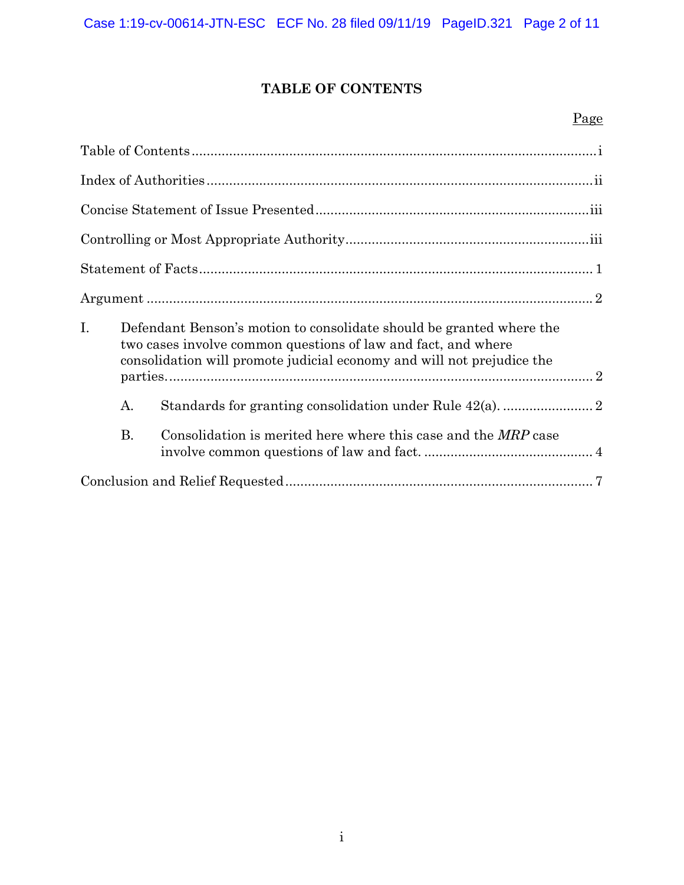# TABLE OF CONTENTS

| | Page |
|---|---|
| Table of Contents | i |
| Index of Authorities | ii |
| Concise Statement of Issue Presented | iii |
| Controlling or Most Appropriate Authority | iii |
| Statement of Facts | 1 |
| Argument | 2 |
| I. Defendant Benson's motion to consolidate should be granted where the two cases involve common questions of law and fact, and where consolidation will promote judicial economy and will not prejudice the parties. | 2 |
| A. Standards for granting consolidation under Rule 42(a). | 2 |
| B. Consolidation is merited here where this case and the *MRP* case involve common questions of law and fact. | 4 |
| Conclusion and Relief Requested | 7 |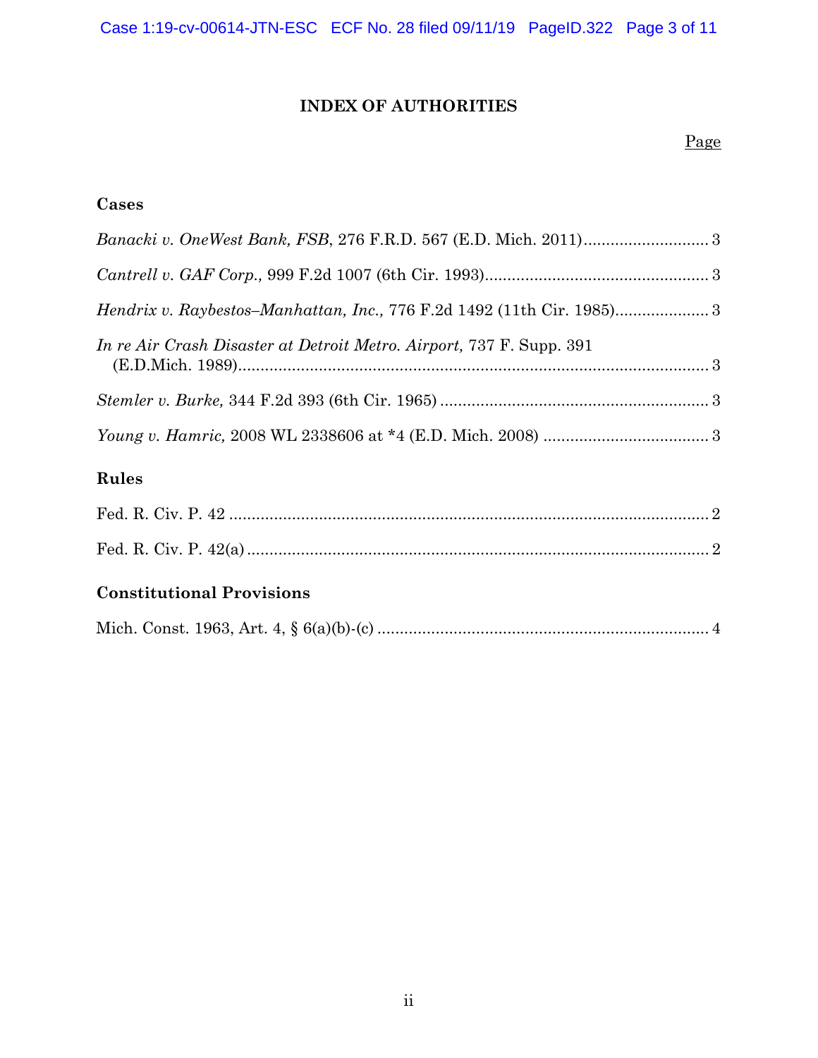# INDEX OF AUTHORITIES

Page

## Cases

*Banacki v. OneWest Bank, FSB*, 276 F.R.D. 567 (E.D. Mich. 2011) ............................ 3

*Cantrell v. GAF Corp.,* 999 F.2d 1007 (6th Cir. 1993)................................................. 3

*Hendrix v. Raybestos–Manhattan, Inc.,* 776 F.2d 1492 (11th Cir. 1985)..................... 3

*In re Air Crash Disaster at Detroit Metro. Airport,* 737 F. Supp. 391 (E.D.Mich. 1989)........................................................................................................ 3

*Stemler v. Burke,* 344 F.2d 393 (6th Cir. 1965) ........................................................... 3

*Young v. Hamric,* 2008 WL 2338606 at *4 (E.D. Mich. 2008) ..................................... 3

## Rules

Fed. R. Civ. P. 42 ......................................................................................................... 2

Fed. R. Civ. P. 42(a) ...................................................................................................... 2

## Constitutional Provisions

Mich. Const. 1963, Art. 4, § 6(a)(b)-(c) ......................................................................... 4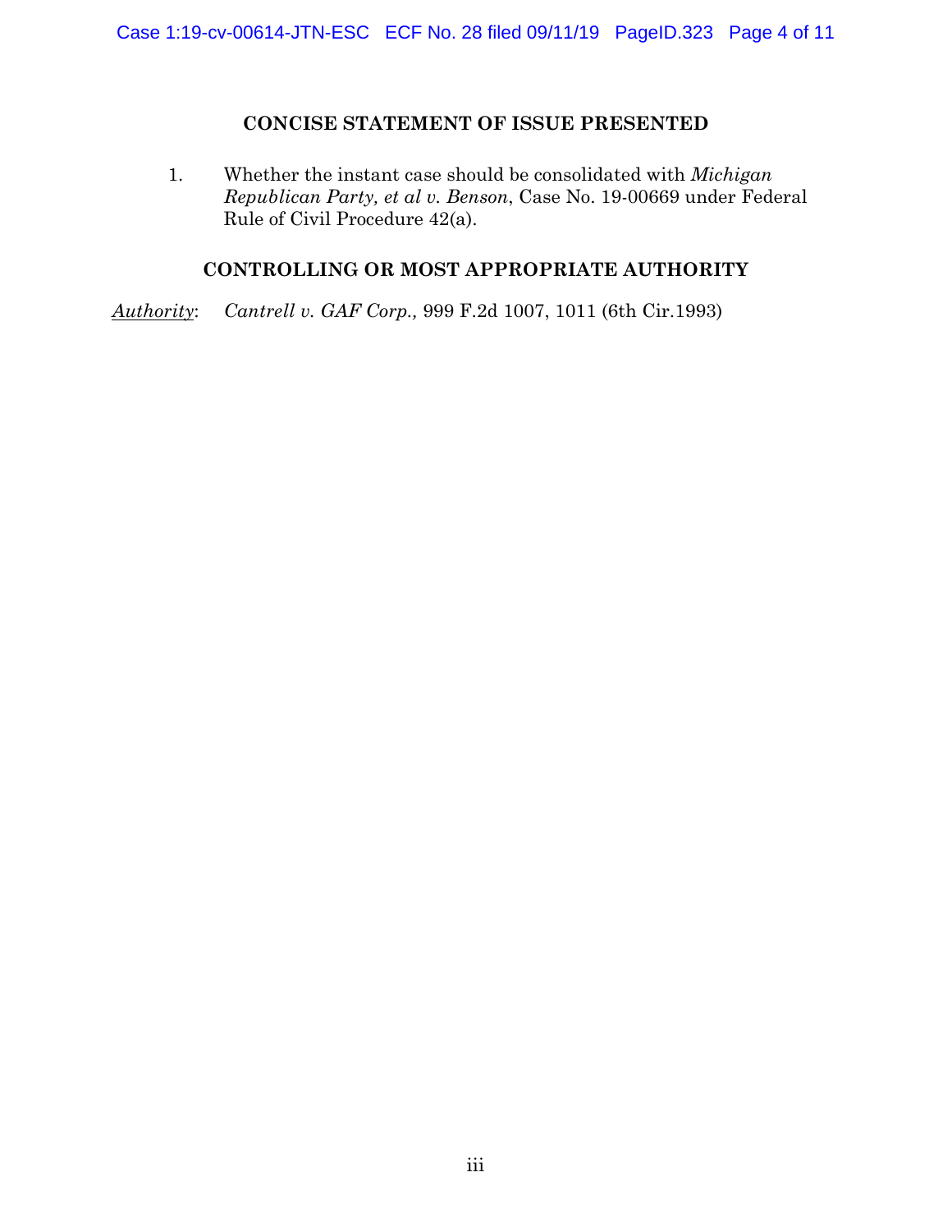## CONCISE STATEMENT OF ISSUE PRESENTED

1. Whether the instant case should be consolidated with *Michigan Republican Party, et al v. Benson*, Case No. 19-00669 under Federal Rule of Civil Procedure 42(a).

## CONTROLLING OR MOST APPROPRIATE AUTHORITY

Authority: *Cantrell v. GAF Corp.,* 999 F.2d 1007, 1011 (6th Cir.1993)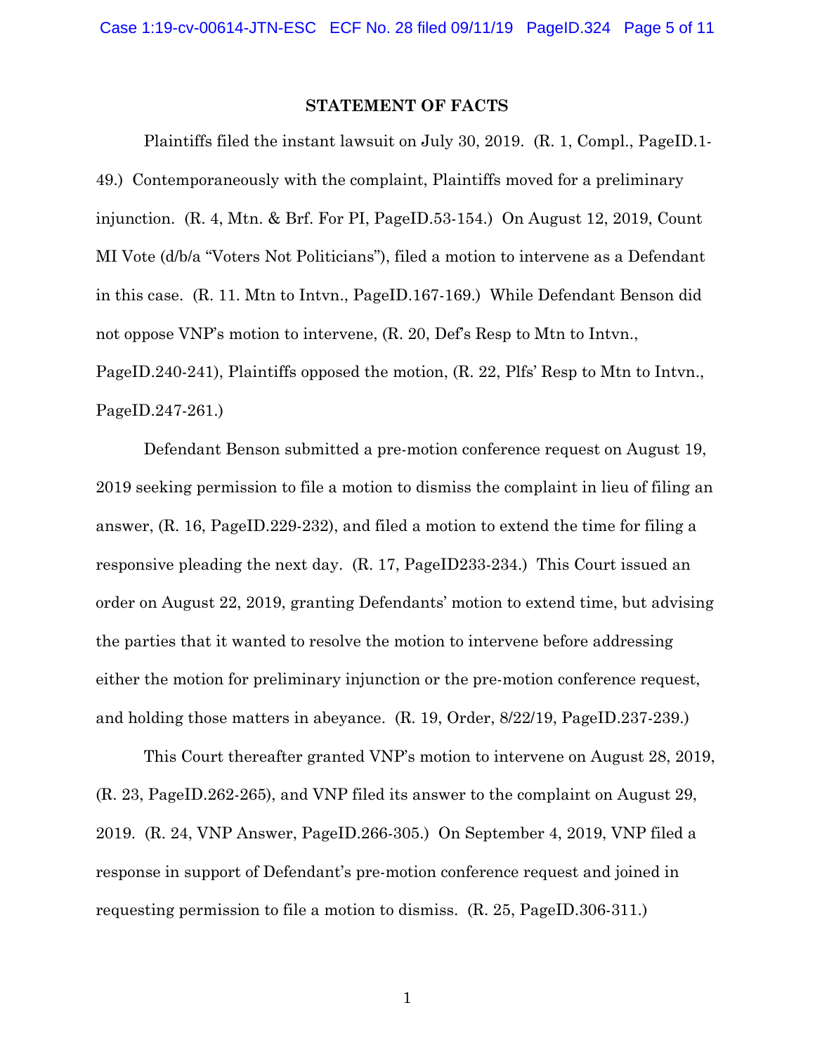## STATEMENT OF FACTS

Plaintiffs filed the instant lawsuit on July 30, 2019. (R. 1, Compl., PageID.1-49.) Contemporaneously with the complaint, Plaintiffs moved for a preliminary injunction. (R. 4, Mtn. & Brf. For PI, PageID.53-154.) On August 12, 2019, Count MI Vote (d/b/a "Voters Not Politicians"), filed a motion to intervene as a Defendant in this case. (R. 11. Mtn to Intvn., PageID.167-169.) While Defendant Benson did not oppose VNP's motion to intervene, (R. 20, Def's Resp to Mtn to Intvn., PageID.240-241), Plaintiffs opposed the motion, (R. 22, Plfs' Resp to Mtn to Intvn., PageID.247-261.)

Defendant Benson submitted a pre-motion conference request on August 19, 2019 seeking permission to file a motion to dismiss the complaint in lieu of filing an answer, (R. 16, PageID.229-232), and filed a motion to extend the time for filing a responsive pleading the next day. (R. 17, PageID233-234.) This Court issued an order on August 22, 2019, granting Defendants' motion to extend time, but advising the parties that it wanted to resolve the motion to intervene before addressing either the motion for preliminary injunction or the pre-motion conference request, and holding those matters in abeyance. (R. 19, Order, 8/22/19, PageID.237-239.)

This Court thereafter granted VNP's motion to intervene on August 28, 2019, (R. 23, PageID.262-265), and VNP filed its answer to the complaint on August 29, 2019. (R. 24, VNP Answer, PageID.266-305.) On September 4, 2019, VNP filed a response in support of Defendant's pre-motion conference request and joined in requesting permission to file a motion to dismiss. (R. 25, PageID.306-311.)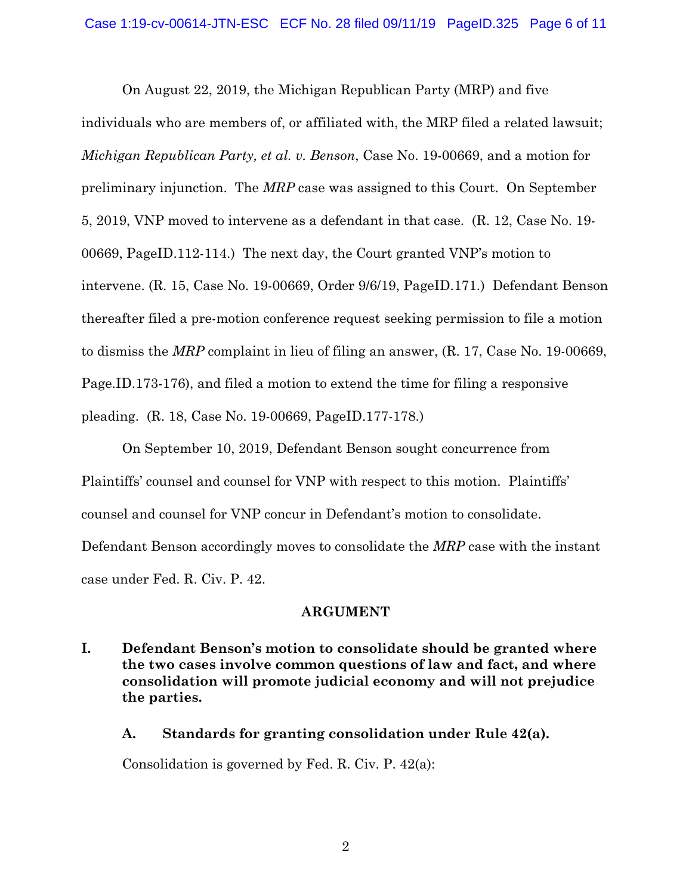On August 22, 2019, the Michigan Republican Party (MRP) and five individuals who are members of, or affiliated with, the MRP filed a related lawsuit; *Michigan Republican Party, et al. v. Benson*, Case No. 19-00669, and a motion for preliminary injunction. The *MRP* case was assigned to this Court. On September 5, 2019, VNP moved to intervene as a defendant in that case. (R. 12, Case No. 19-00669, PageID.112-114.) The next day, the Court granted VNP's motion to intervene. (R. 15, Case No. 19-00669, Order 9/6/19, PageID.171.) Defendant Benson thereafter filed a pre-motion conference request seeking permission to file a motion to dismiss the *MRP* complaint in lieu of filing an answer, (R. 17, Case No. 19-00669, Page.ID.173-176), and filed a motion to extend the time for filing a responsive pleading. (R. 18, Case No. 19-00669, PageID.177-178.)

On September 10, 2019, Defendant Benson sought concurrence from Plaintiffs' counsel and counsel for VNP with respect to this motion. Plaintiffs' counsel and counsel for VNP concur in Defendant's motion to consolidate. Defendant Benson accordingly moves to consolidate the *MRP* case with the instant case under Fed. R. Civ. P. 42.

## ARGUMENT

### I. Defendant Benson's motion to consolidate should be granted where the two cases involve common questions of law and fact, and where consolidation will promote judicial economy and will not prejudice the parties.

#### A. Standards for granting consolidation under Rule 42(a).

Consolidation is governed by Fed. R. Civ. P. 42(a):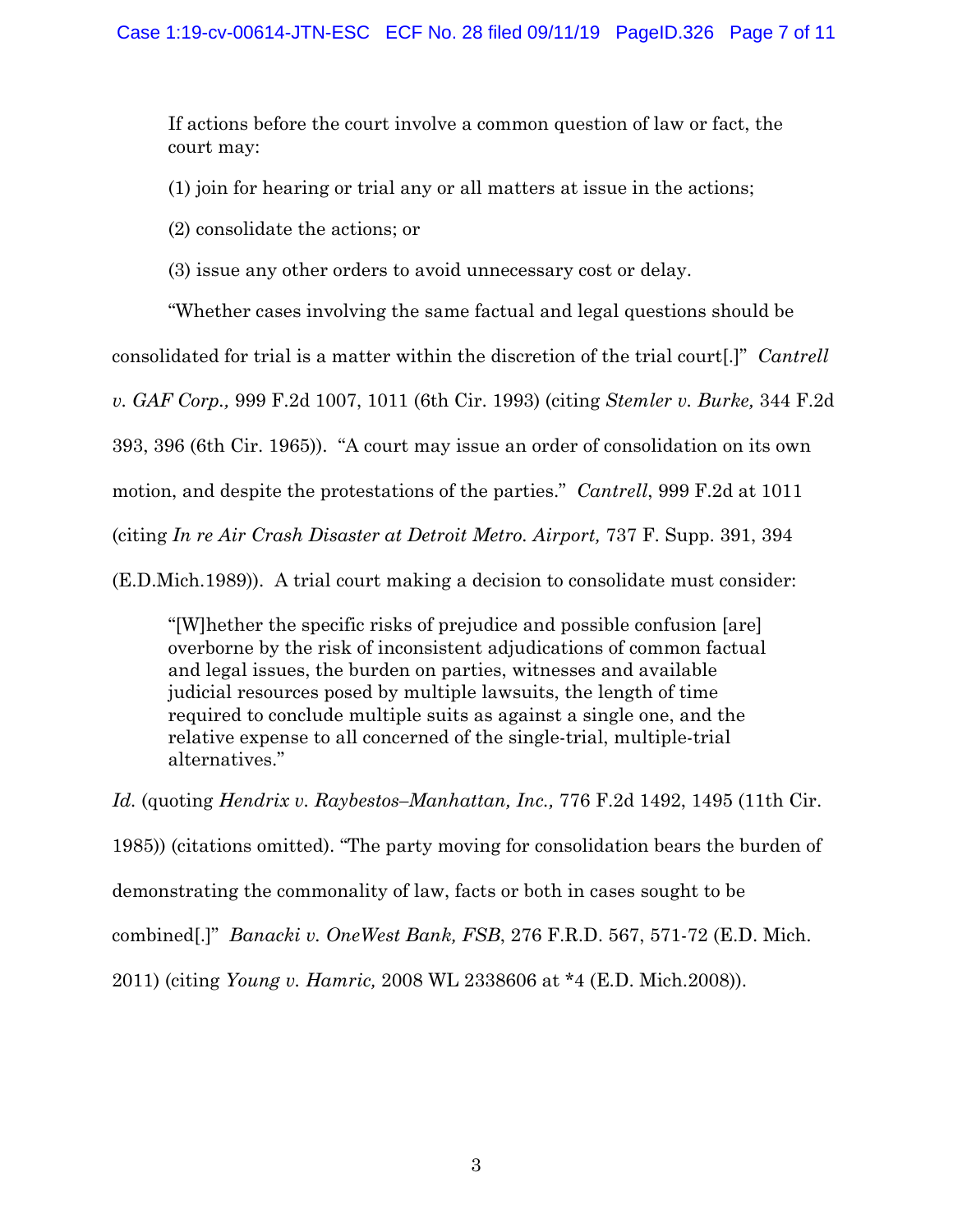> If actions before the court involve a common question of law or fact, the court may:
>
> (1) join for hearing or trial any or all matters at issue in the actions;
>
> (2) consolidate the actions; or
>
> (3) issue any other orders to avoid unnecessary cost or delay.

"Whether cases involving the same factual and legal questions should be consolidated for trial is a matter within the discretion of the trial court[.]" *Cantrell v. GAF Corp.,* 999 F.2d 1007, 1011 (6th Cir. 1993) (citing *Stemler v. Burke,* 344 F.2d 393, 396 (6th Cir. 1965)). "A court may issue an order of consolidation on its own motion, and despite the protestations of the parties." *Cantrell*, 999 F.2d at 1011 (citing *In re Air Crash Disaster at Detroit Metro. Airport,* 737 F. Supp. 391, 394 (E.D.Mich.1989)). A trial court making a decision to consolidate must consider:

> "[W]hether the specific risks of prejudice and possible confusion [are] overborne by the risk of inconsistent adjudications of common factual and legal issues, the burden on parties, witnesses and available judicial resources posed by multiple lawsuits, the length of time required to conclude multiple suits as against a single one, and the relative expense to all concerned of the single-trial, multiple-trial alternatives."

*Id.* (quoting *Hendrix v. Raybestos–Manhattan, Inc.,* 776 F.2d 1492, 1495 (11th Cir. 1985)) (citations omitted). "The party moving for consolidation bears the burden of demonstrating the commonality of law, facts or both in cases sought to be combined[.]" *Banacki v. OneWest Bank, FSB*, 276 F.R.D. 567, 571-72 (E.D. Mich. 2011) (citing *Young v. Hamric,* 2008 WL 2338606 at *4 (E.D. Mich.2008)).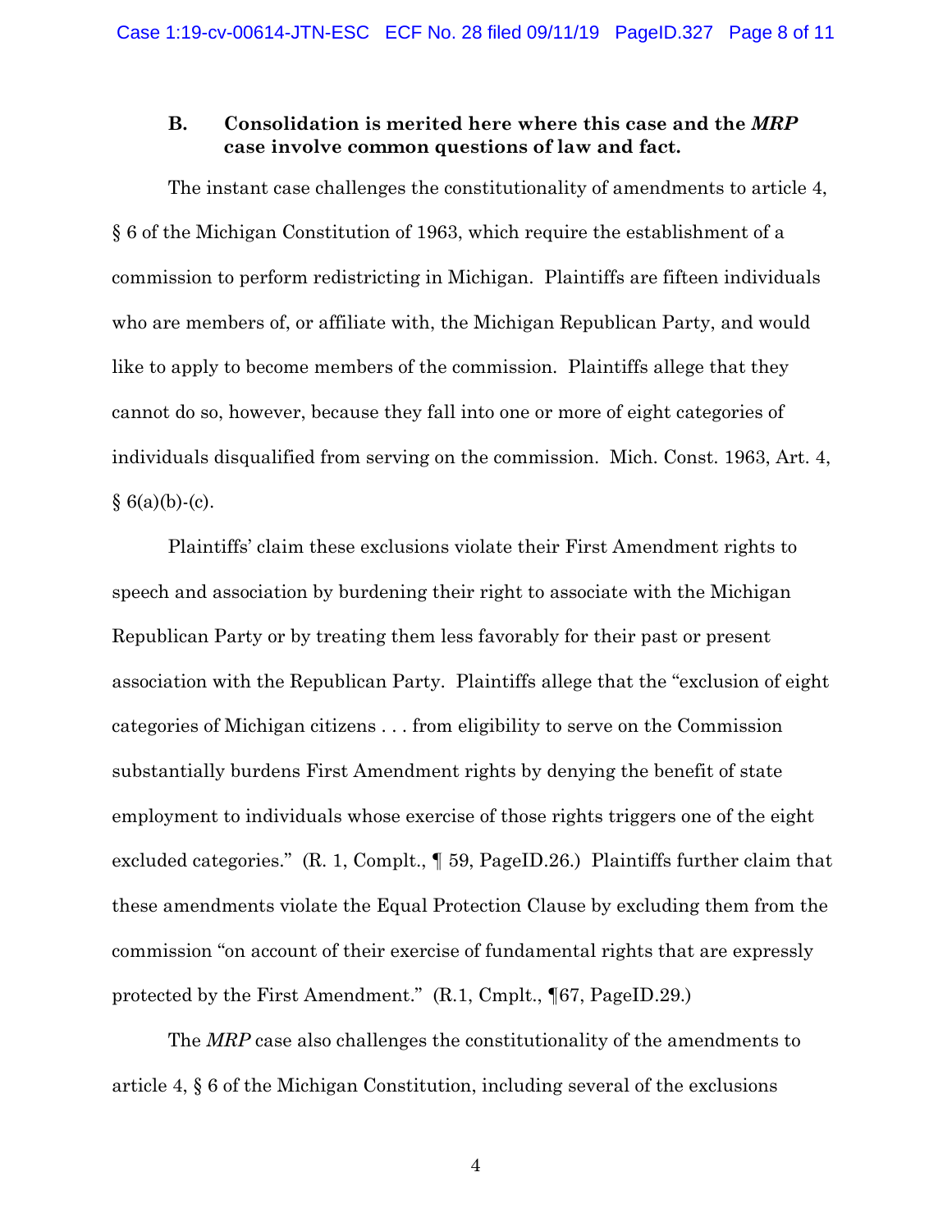### B. Consolidation is merited here where this case and the *MRP* case involve common questions of law and fact.

The instant case challenges the constitutionality of amendments to article 4, § 6 of the Michigan Constitution of 1963, which require the establishment of a commission to perform redistricting in Michigan. Plaintiffs are fifteen individuals who are members of, or affiliate with, the Michigan Republican Party, and would like to apply to become members of the commission. Plaintiffs allege that they cannot do so, however, because they fall into one or more of eight categories of individuals disqualified from serving on the commission. Mich. Const. 1963, Art. 4, § 6(a)(b)-(c).

Plaintiffs' claim these exclusions violate their First Amendment rights to speech and association by burdening their right to associate with the Michigan Republican Party or by treating them less favorably for their past or present association with the Republican Party. Plaintiffs allege that the "exclusion of eight categories of Michigan citizens . . . from eligibility to serve on the Commission substantially burdens First Amendment rights by denying the benefit of state employment to individuals whose exercise of those rights triggers one of the eight excluded categories." (R. 1, Complt., ¶ 59, PageID.26.) Plaintiffs further claim that these amendments violate the Equal Protection Clause by excluding them from the commission "on account of their exercise of fundamental rights that are expressly protected by the First Amendment." (R.1, Cmplt., ¶67, PageID.29.)

The *MRP* case also challenges the constitutionality of the amendments to article 4, § 6 of the Michigan Constitution, including several of the exclusions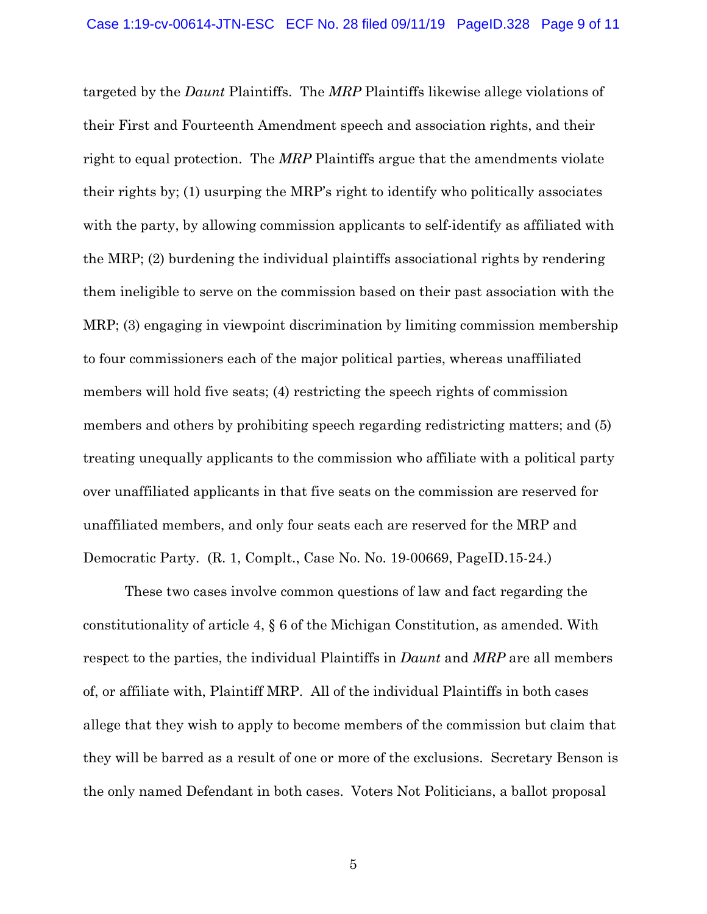targeted by the *Daunt* Plaintiffs. The *MRP* Plaintiffs likewise allege violations of their First and Fourteenth Amendment speech and association rights, and their right to equal protection. The *MRP* Plaintiffs argue that the amendments violate their rights by; (1) usurping the MRP's right to identify who politically associates with the party, by allowing commission applicants to self-identify as affiliated with the MRP; (2) burdening the individual plaintiffs associational rights by rendering them ineligible to serve on the commission based on their past association with the MRP; (3) engaging in viewpoint discrimination by limiting commission membership to four commissioners each of the major political parties, whereas unaffiliated members will hold five seats; (4) restricting the speech rights of commission members and others by prohibiting speech regarding redistricting matters; and (5) treating unequally applicants to the commission who affiliate with a political party over unaffiliated applicants in that five seats on the commission are reserved for unaffiliated members, and only four seats each are reserved for the MRP and Democratic Party. (R. 1, Complt., Case No. No. 19-00669, PageID.15-24.)

These two cases involve common questions of law and fact regarding the constitutionality of article 4, § 6 of the Michigan Constitution, as amended. With respect to the parties, the individual Plaintiffs in *Daunt* and *MRP* are all members of, or affiliate with, Plaintiff MRP. All of the individual Plaintiffs in both cases allege that they wish to apply to become members of the commission but claim that they will be barred as a result of one or more of the exclusions. Secretary Benson is the only named Defendant in both cases. Voters Not Politicians, a ballot proposal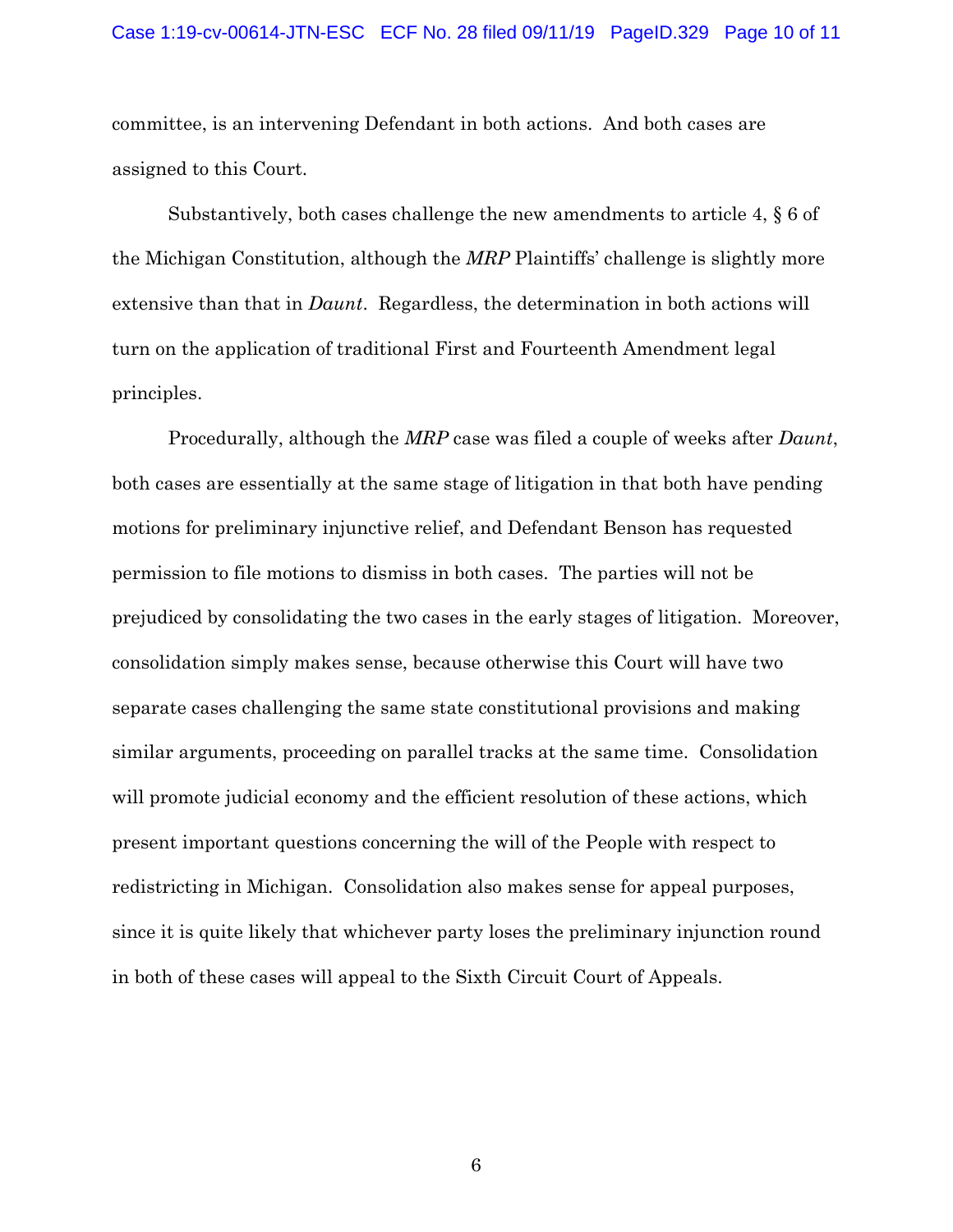committee, is an intervening Defendant in both actions. And both cases are assigned to this Court.

Substantively, both cases challenge the new amendments to article 4, § 6 of the Michigan Constitution, although the *MRP* Plaintiffs' challenge is slightly more extensive than that in *Daunt*. Regardless, the determination in both actions will turn on the application of traditional First and Fourteenth Amendment legal principles.

Procedurally, although the *MRP* case was filed a couple of weeks after *Daunt*, both cases are essentially at the same stage of litigation in that both have pending motions for preliminary injunctive relief, and Defendant Benson has requested permission to file motions to dismiss in both cases. The parties will not be prejudiced by consolidating the two cases in the early stages of litigation. Moreover, consolidation simply makes sense, because otherwise this Court will have two separate cases challenging the same state constitutional provisions and making similar arguments, proceeding on parallel tracks at the same time. Consolidation will promote judicial economy and the efficient resolution of these actions, which present important questions concerning the will of the People with respect to redistricting in Michigan. Consolidation also makes sense for appeal purposes, since it is quite likely that whichever party loses the preliminary injunction round in both of these cases will appeal to the Sixth Circuit Court of Appeals.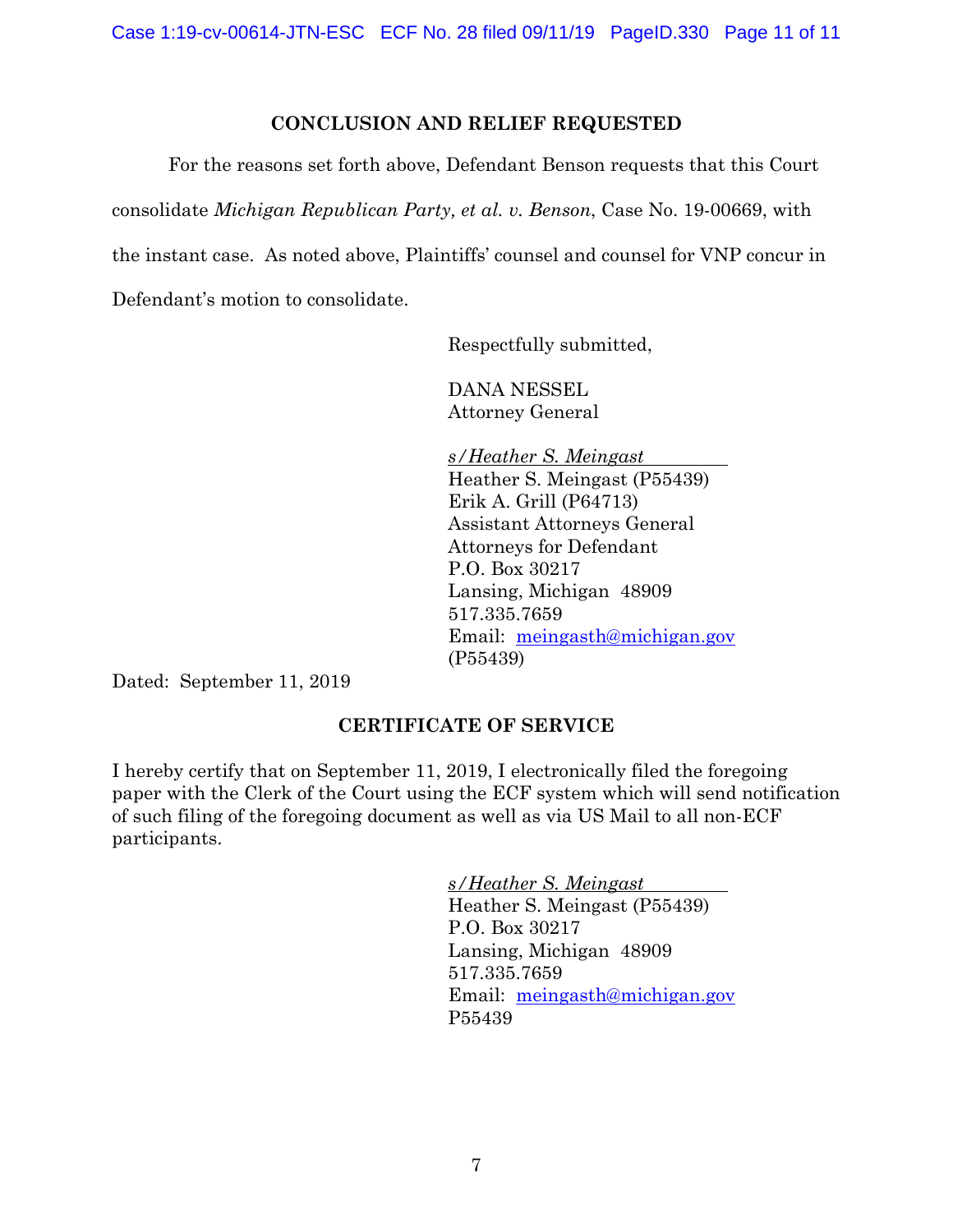## CONCLUSION AND RELIEF REQUESTED

For the reasons set forth above, Defendant Benson requests that this Court consolidate *Michigan Republican Party, et al. v. Benson*, Case No. 19-00669, with the instant case. As noted above, Plaintiffs' counsel and counsel for VNP concur in Defendant's motion to consolidate.

Respectfully submitted,

DANA NESSEL
Attorney General

*s/Heather S. Meingast*
Heather S. Meingast (P55439)
Erik A. Grill (P64713)
Assistant Attorneys General
Attorneys for Defendant
P.O. Box 30217
Lansing, Michigan 48909
517.335.7659
Email: meingasth@michigan.gov
(P55439)

Dated: September 11, 2019

## CERTIFICATE OF SERVICE

I hereby certify that on September 11, 2019, I electronically filed the foregoing paper with the Clerk of the Court using the ECF system which will send notification of such filing of the foregoing document as well as via US Mail to all non-ECF participants.

*s/Heather S. Meingast*
Heather S. Meingast (P55439)
P.O. Box 30217
Lansing, Michigan 48909
517.335.7659
Email: meingasth@michigan.gov
P55439